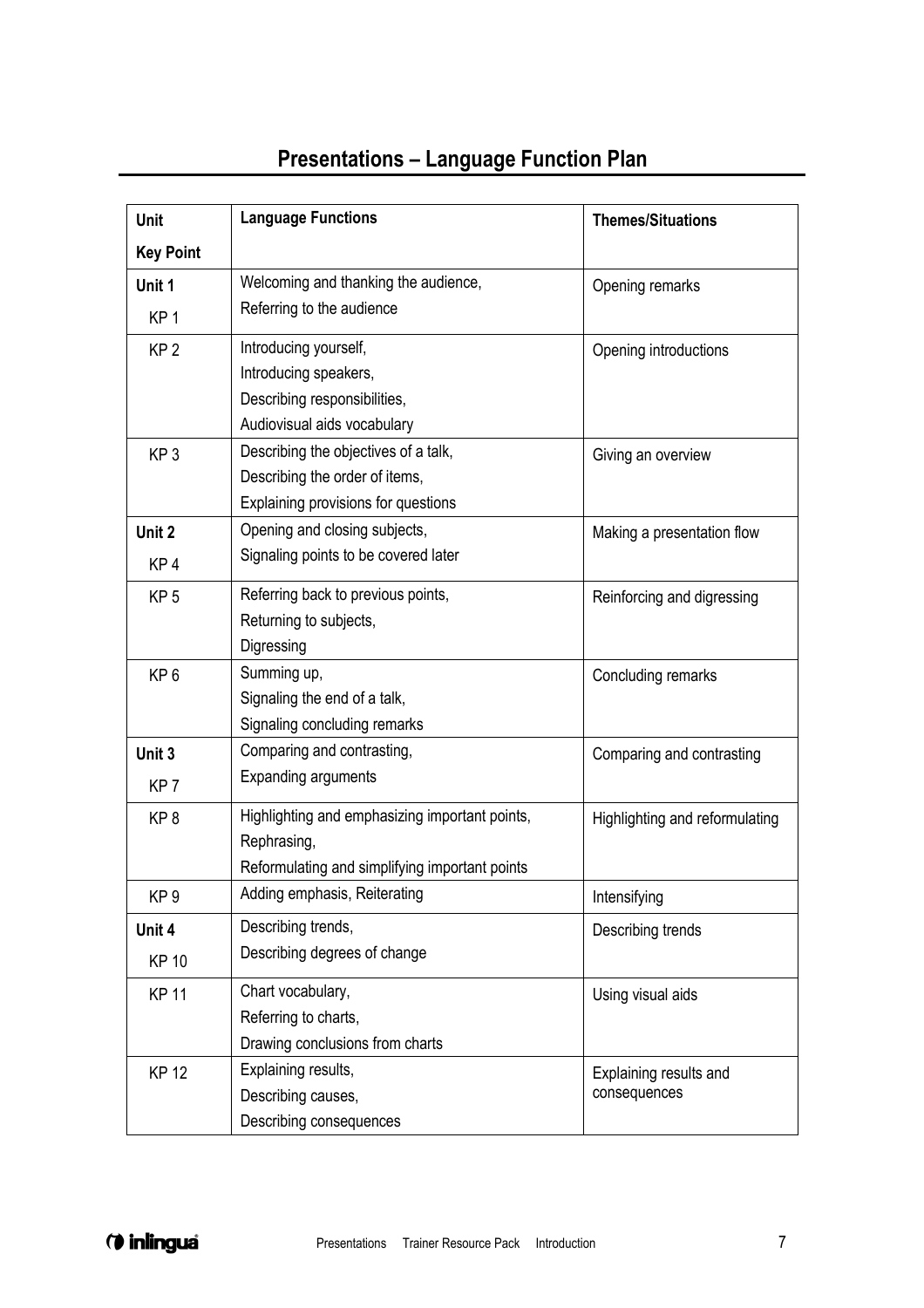## Presentations – Language Function Plan

| Unit<br>Key Point | Language Functions | Themes/Situations |
|---|---|---|
| **Unit 1**<br>KP 1 | Welcoming and thanking the audience,<br>Referring to the audience | Opening remarks |
| KP 2 | Introducing yourself,<br>Introducing speakers,<br>Describing responsibilities,<br>Audiovisual aids vocabulary | Opening introductions |
| KP 3 | Describing the objectives of a talk,<br>Describing the order of items,<br>Explaining provisions for questions | Giving an overview |
| **Unit 2**<br>KP 4 | Opening and closing subjects,<br>Signaling points to be covered later | Making a presentation flow |
| KP 5 | Referring back to previous points,<br>Returning to subjects,<br>Digressing | Reinforcing and digressing |
| KP 6 | Summing up,<br>Signaling the end of a talk,<br>Signaling concluding remarks | Concluding remarks |
| **Unit 3**<br>KP 7 | Comparing and contrasting,<br>Expanding arguments | Comparing and contrasting |
| KP 8 | Highlighting and emphasizing important points,<br>Rephrasing,<br>Reformulating and simplifying important points | Highlighting and reformulating |
| KP 9 | Adding emphasis, Reiterating | Intensifying |
| **Unit 4**<br>KP 10 | Describing trends,<br>Describing degrees of change | Describing trends |
| KP 11 | Chart vocabulary,<br>Referring to charts,<br>Drawing conclusions from charts | Using visual aids |
| KP 12 | Explaining results,<br>Describing causes,<br>Describing consequences | Explaining results and consequences |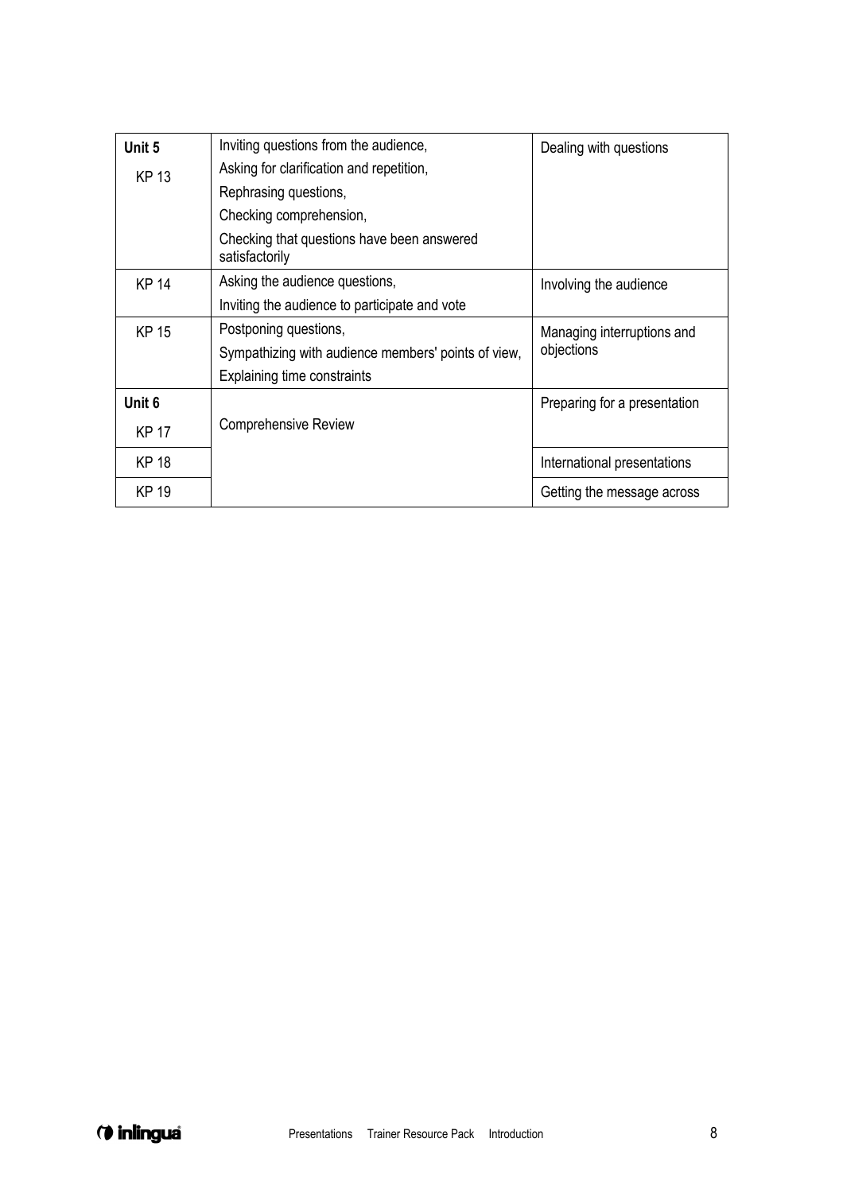| | | |
|---|---|---|
| **Unit 5**<br>KP 13 | Inviting questions from the audience,<br>Asking for clarification and repetition,<br>Rephrasing questions,<br>Checking comprehension,<br>Checking that questions have been answered satisfactorily | Dealing with questions |
| KP 14 | Asking the audience questions,<br>Inviting the audience to participate and vote | Involving the audience |
| KP 15 | Postponing questions,<br>Sympathizing with audience members' points of view,<br>Explaining time constraints | Managing interruptions and objections |
| **Unit 6**<br>KP 17 | Comprehensive Review | Preparing for a presentation |
| KP 18 | | International presentations |
| KP 19 | | Getting the message across |